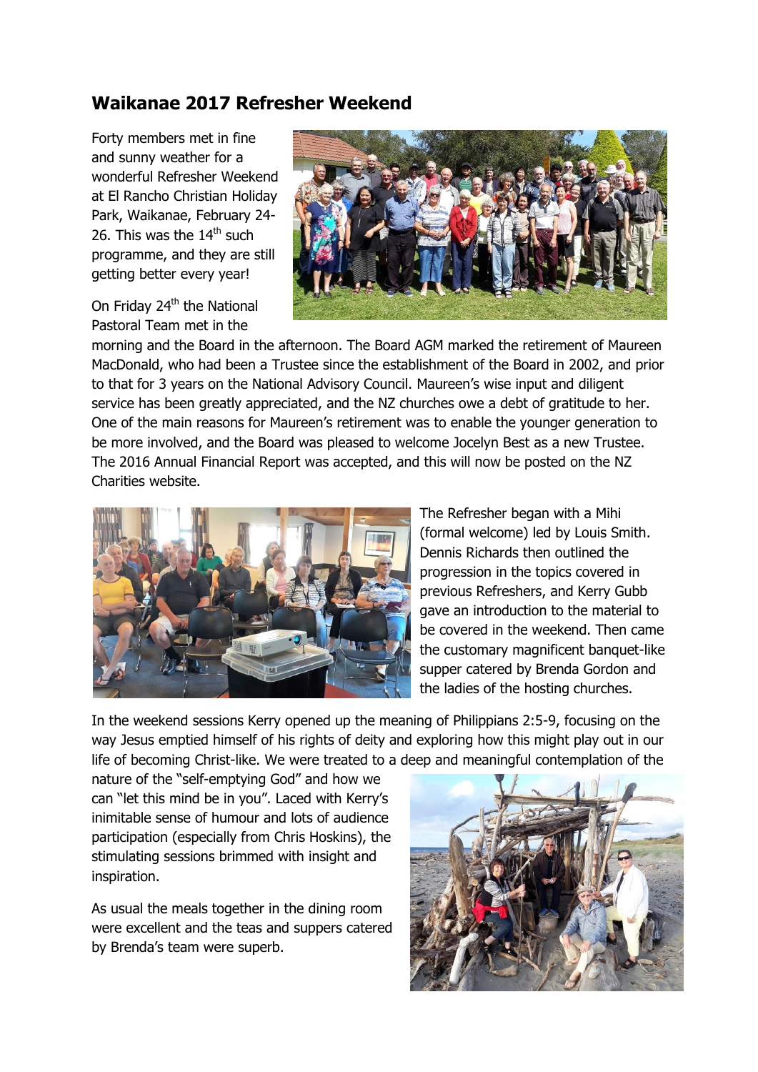# Waikanae 2017 Refresher Weekend

Forty members met in fine and sunny weather for a wonderful Refresher Weekend at El Rancho Christian Holiday Park, Waikanae, February 24-26. This was the 14th such programme, and they are still getting better every year!

On Friday 24th the National Pastoral Team met in the morning and the Board in the afternoon. The Board AGM marked the retirement of Maureen MacDonald, who had been a Trustee since the establishment of the Board in 2002, and prior to that for 3 years on the National Advisory Council. Maureen's wise input and diligent service has been greatly appreciated, and the NZ churches owe a debt of gratitude to her. One of the main reasons for Maureen's retirement was to enable the younger generation to be more involved, and the Board was pleased to welcome Jocelyn Best as a new Trustee. The 2016 Annual Financial Report was accepted, and this will now be posted on the NZ Charities website.

The Refresher began with a Mihi (formal welcome) led by Louis Smith. Dennis Richards then outlined the progression in the topics covered in previous Refreshers, and Kerry Gubb gave an introduction to the material to be covered in the weekend. Then came the customary magnificent banquet-like supper catered by Brenda Gordon and the ladies of the hosting churches.

In the weekend sessions Kerry opened up the meaning of Philippians 2:5-9, focusing on the way Jesus emptied himself of his rights of deity and exploring how this might play out in our life of becoming Christ-like. We were treated to a deep and meaningful contemplation of the nature of the "self-emptying God" and how we can "let this mind be in you". Laced with Kerry's inimitable sense of humour and lots of audience participation (especially from Chris Hoskins), the stimulating sessions brimmed with insight and inspiration.

As usual the meals together in the dining room were excellent and the teas and suppers catered by Brenda's team were superb.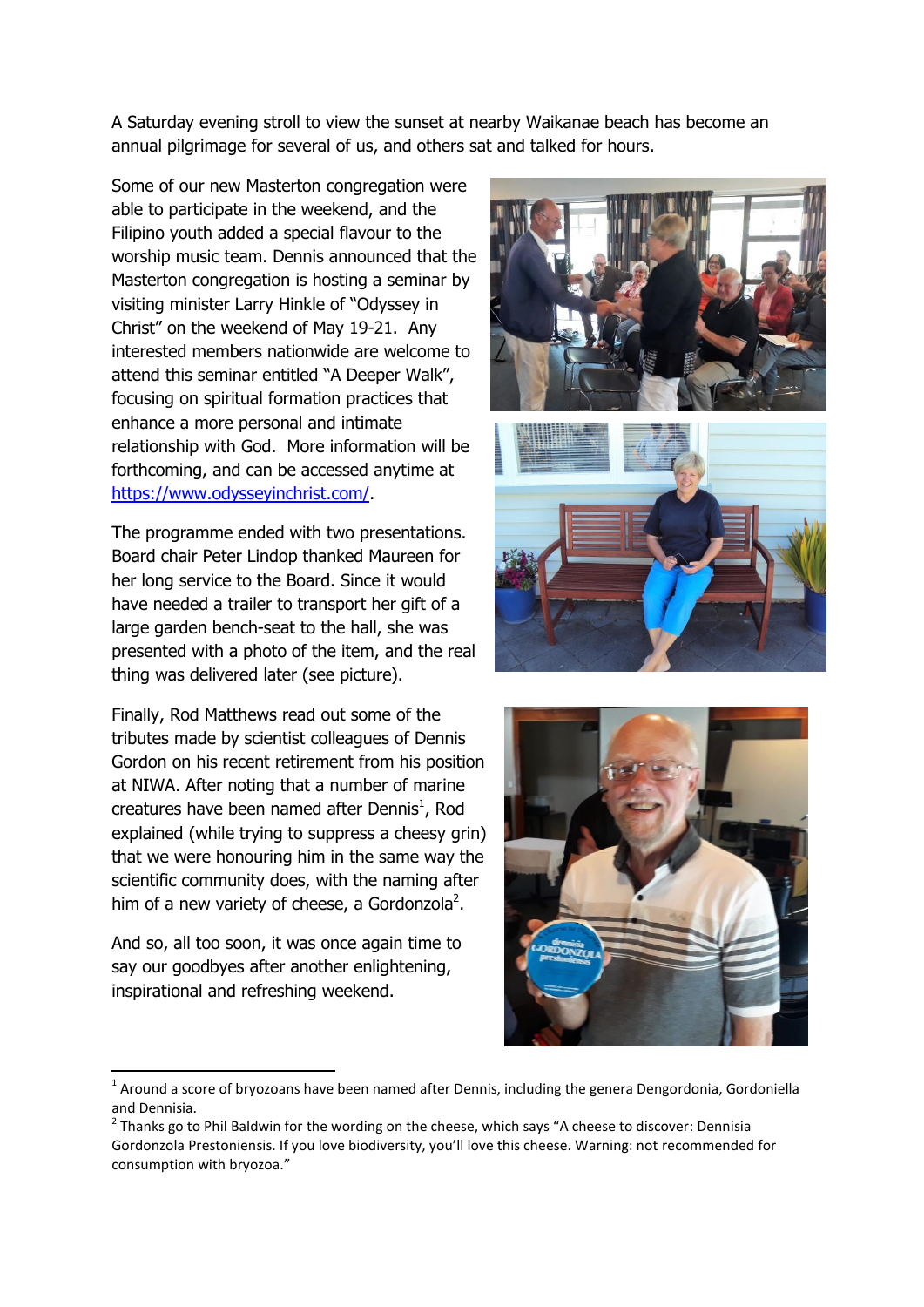A Saturday evening stroll to view the sunset at nearby Waikanae beach has become an annual pilgrimage for several of us, and others sat and talked for hours.

Some of our new Masterton congregation were able to participate in the weekend, and the Filipino youth added a special flavour to the worship music team. Dennis announced that the Masterton congregation is hosting a seminar by visiting minister Larry Hinkle of "Odyssey in Christ" on the weekend of May 19-21. Any interested members nationwide are welcome to attend this seminar entitled "A Deeper Walk", focusing on spiritual formation practices that enhance a more personal and intimate relationship with God. More information will be forthcoming, and can be accessed anytime at https://www.odysseyinchrist.com/.

The programme ended with two presentations. Board chair Peter Lindop thanked Maureen for her long service to the Board. Since it would have needed a trailer to transport her gift of a large garden bench-seat to the hall, she was presented with a photo of the item, and the real thing was delivered later (see picture).

Finally, Rod Matthews read out some of the tributes made by scientist colleagues of Dennis Gordon on his recent retirement from his position at NIWA. After noting that a number of marine creatures have been named after Dennis[1], Rod explained (while trying to suppress a cheesy grin) that we were honouring him in the same way the scientific community does, with the naming after him of a new variety of cheese, a Gordonzola[2].

And so, all too soon, it was once again time to say our goodbyes after another enlightening, inspirational and refreshing weekend.

---

[1] Around a score of bryozoans have been named after Dennis, including the genera Dengordonia, Gordoniella and Dennisia.

[2] Thanks go to Phil Baldwin for the wording on the cheese, which says "A cheese to discover: Dennisia Gordonzola Prestoniensis. If you love biodiversity, you'll love this cheese. Warning: not recommended for consumption with bryozoa."